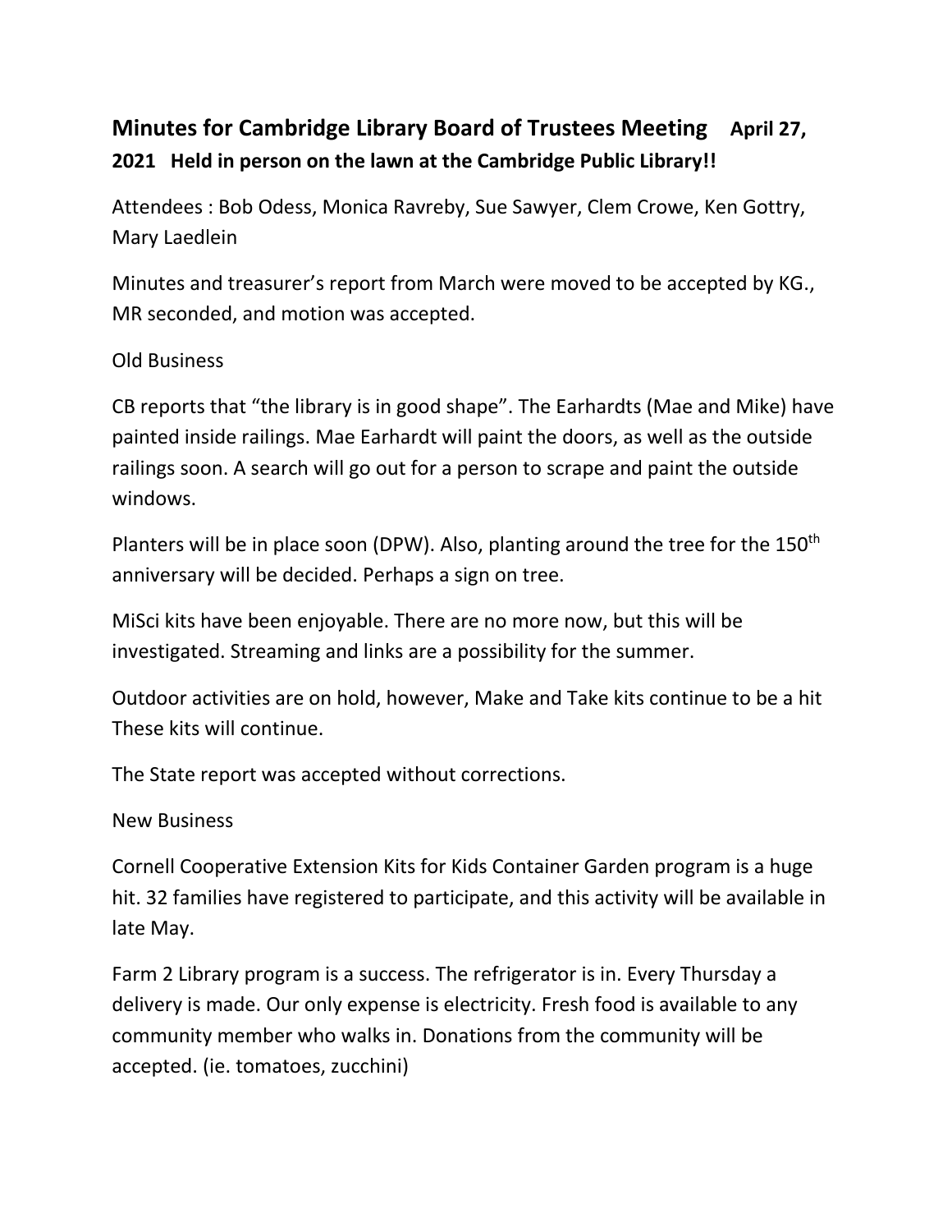## Minutes for Cambridge Library Board of Trustees Meeting April 27, 2021 Held in person on the lawn at the Cambridge Public Library!!

Attendees : Bob Odess, Monica Ravreby, Sue Sawyer, Clem Crowe, Ken Gottry, Mary Laedlein

Minutes and treasurer's report from March were moved to be accepted by KG., MR seconded, and motion was accepted.

Old Business

CB reports that "the library is in good shape". The Earhardts (Mae and Mike) have painted inside railings. Mae Earhardt will paint the doors, as well as the outside railings soon. A search will go out for a person to scrape and paint the outside windows.

Planters will be in place soon (DPW). Also, planting around the tree for the 150th anniversary will be decided. Perhaps a sign on tree.

MiSci kits have been enjoyable. There are no more now, but this will be investigated. Streaming and links are a possibility for the summer.

Outdoor activities are on hold, however, Make and Take kits continue to be a hit These kits will continue.

The State report was accepted without corrections.

New Business

Cornell Cooperative Extension Kits for Kids Container Garden program is a huge hit. 32 families have registered to participate, and this activity will be available in late May.

Farm 2 Library program is a success. The refrigerator is in. Every Thursday a delivery is made. Our only expense is electricity. Fresh food is available to any community member who walks in. Donations from the community will be accepted. (ie. tomatoes, zucchini)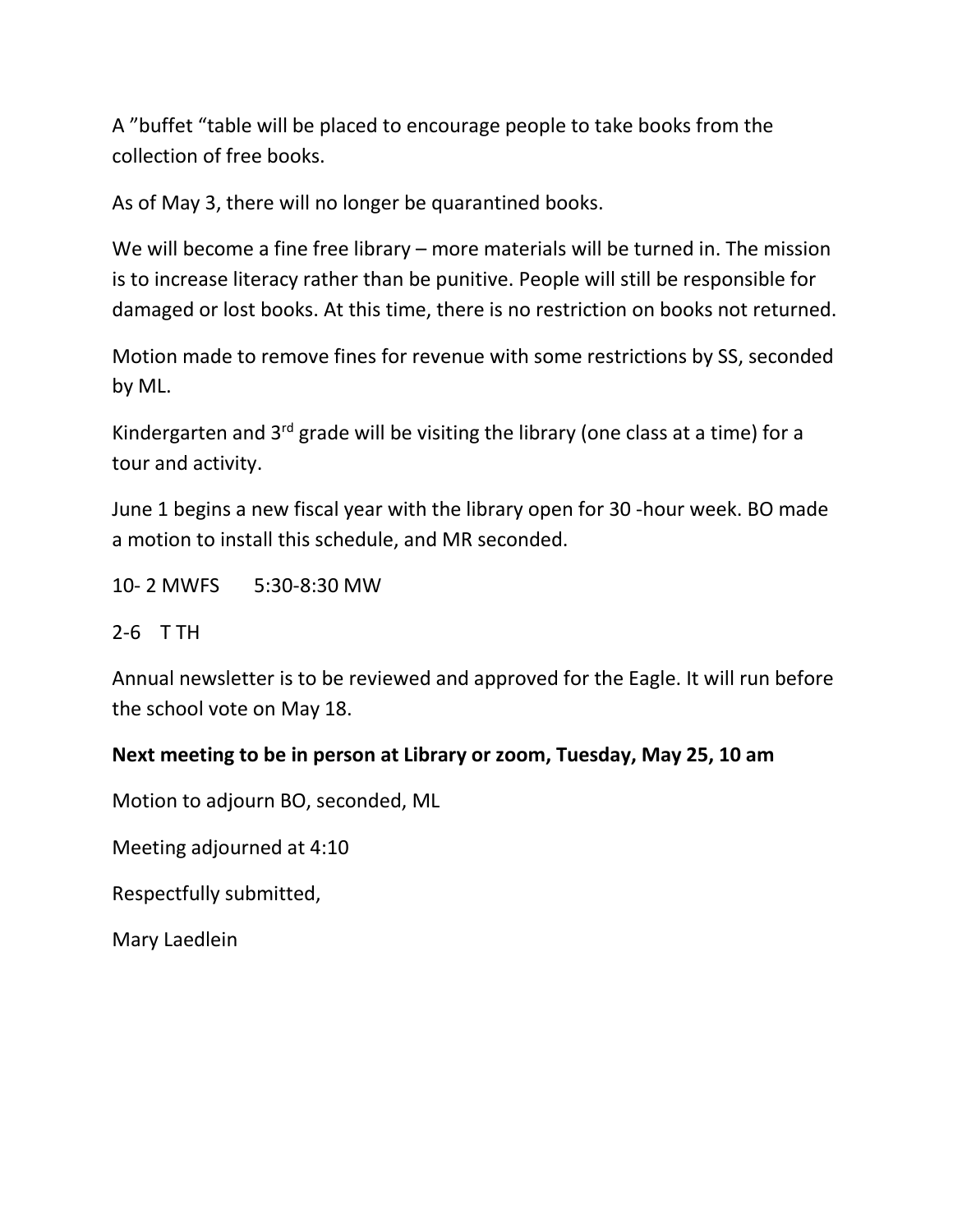A ”buffet “table will be placed to encourage people to take books from the collection of free books.

As of May 3, there will no longer be quarantined books.

We will become a fine free library – more materials will be turned in. The mission is to increase literacy rather than be punitive. People will still be responsible for damaged or lost books. At this time, there is no restriction on books not returned.

Motion made to remove fines for revenue with some restrictions by SS, seconded by ML.

Kindergarten and 3rd grade will be visiting the library (one class at a time) for a tour and activity.

June 1 begins a new fiscal year with the library open for 30 -hour week. BO made a motion to install this schedule, and MR seconded.

10- 2 MWFS      5:30-8:30 MW

2-6    T TH

Annual newsletter is to be reviewed and approved for the Eagle. It will run before the school vote on May 18.

**Next meeting to be in person at Library or zoom, Tuesday, May 25, 10 am**

Motion to adjourn BO, seconded, ML

Meeting adjourned at 4:10

Respectfully submitted,

Mary Laedlein